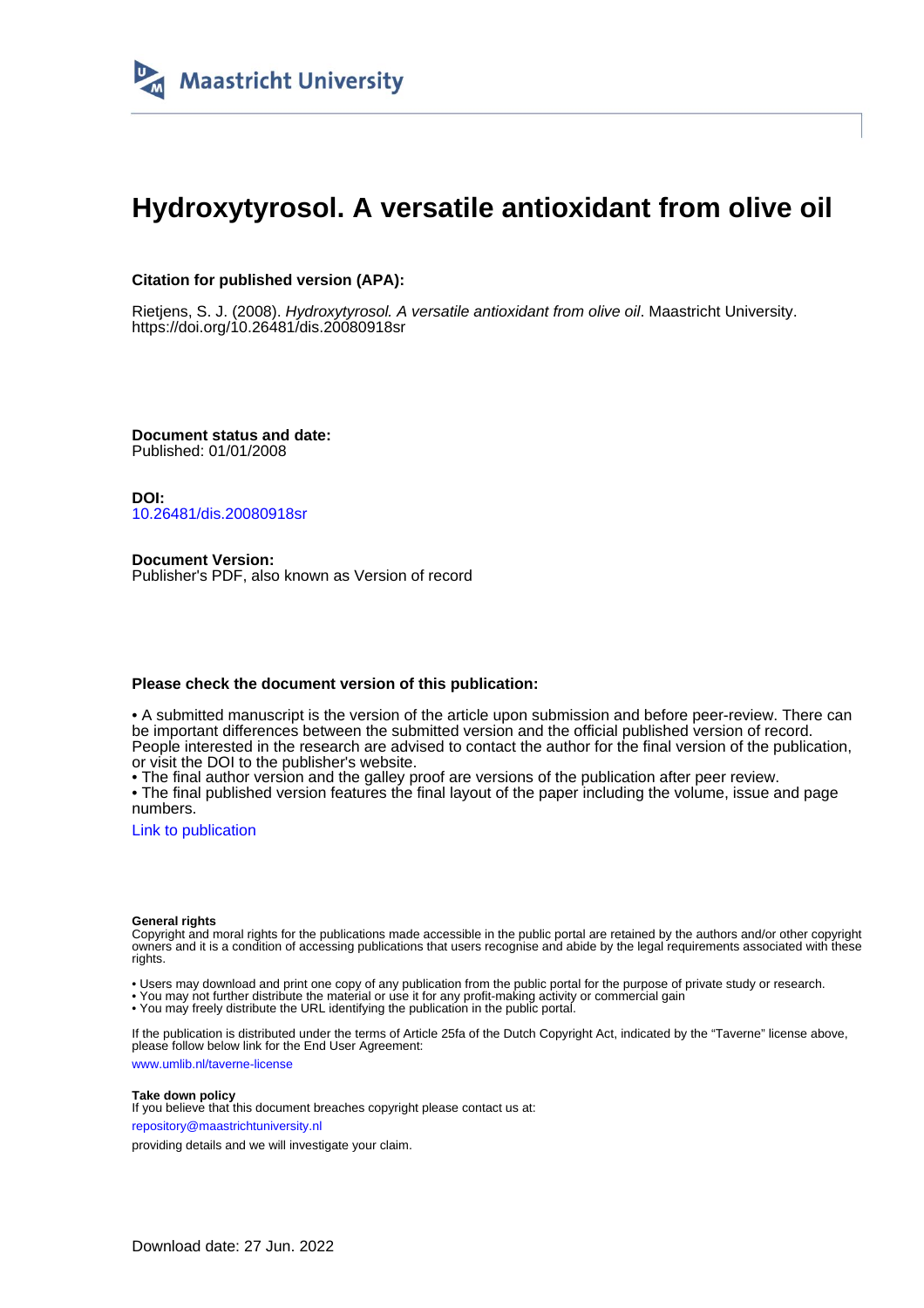Maastricht University

# Hydroxytyrosol. A versatile antioxidant from olive oil

**Citation for published version (APA):**

Rietjens, S. J. (2008). *Hydroxytyrosol. A versatile antioxidant from olive oil*. Maastricht University. https://doi.org/10.26481/dis.20080918sr

**Document status and date:**
Published: 01/01/2008

**DOI:**
10.26481/dis.20080918sr

**Document Version:**
Publisher's PDF, also known as Version of record

**Please check the document version of this publication:**

• A submitted manuscript is the version of the article upon submission and before peer-review. There can be important differences between the submitted version and the official published version of record. People interested in the research are advised to contact the author for the final version of the publication, or visit the DOI to the publisher's website.
• The final author version and the galley proof are versions of the publication after peer review.
• The final published version features the final layout of the paper including the volume, issue and page numbers.

Link to publication

**General rights**
Copyright and moral rights for the publications made accessible in the public portal are retained by the authors and/or other copyright owners and it is a condition of accessing publications that users recognise and abide by the legal requirements associated with these rights.

• Users may download and print one copy of any publication from the public portal for the purpose of private study or research.
• You may not further distribute the material or use it for any profit-making activity or commercial gain
• You may freely distribute the URL identifying the publication in the public portal.

If the publication is distributed under the terms of Article 25fa of the Dutch Copyright Act, indicated by the "Taverne" license above, please follow below link for the End User Agreement:

www.umlib.nl/taverne-license

**Take down policy**
If you believe that this document breaches copyright please contact us at:

repository@maastrichtuniversity.nl

providing details and we will investigate your claim.

Download date: 27 Jun. 2022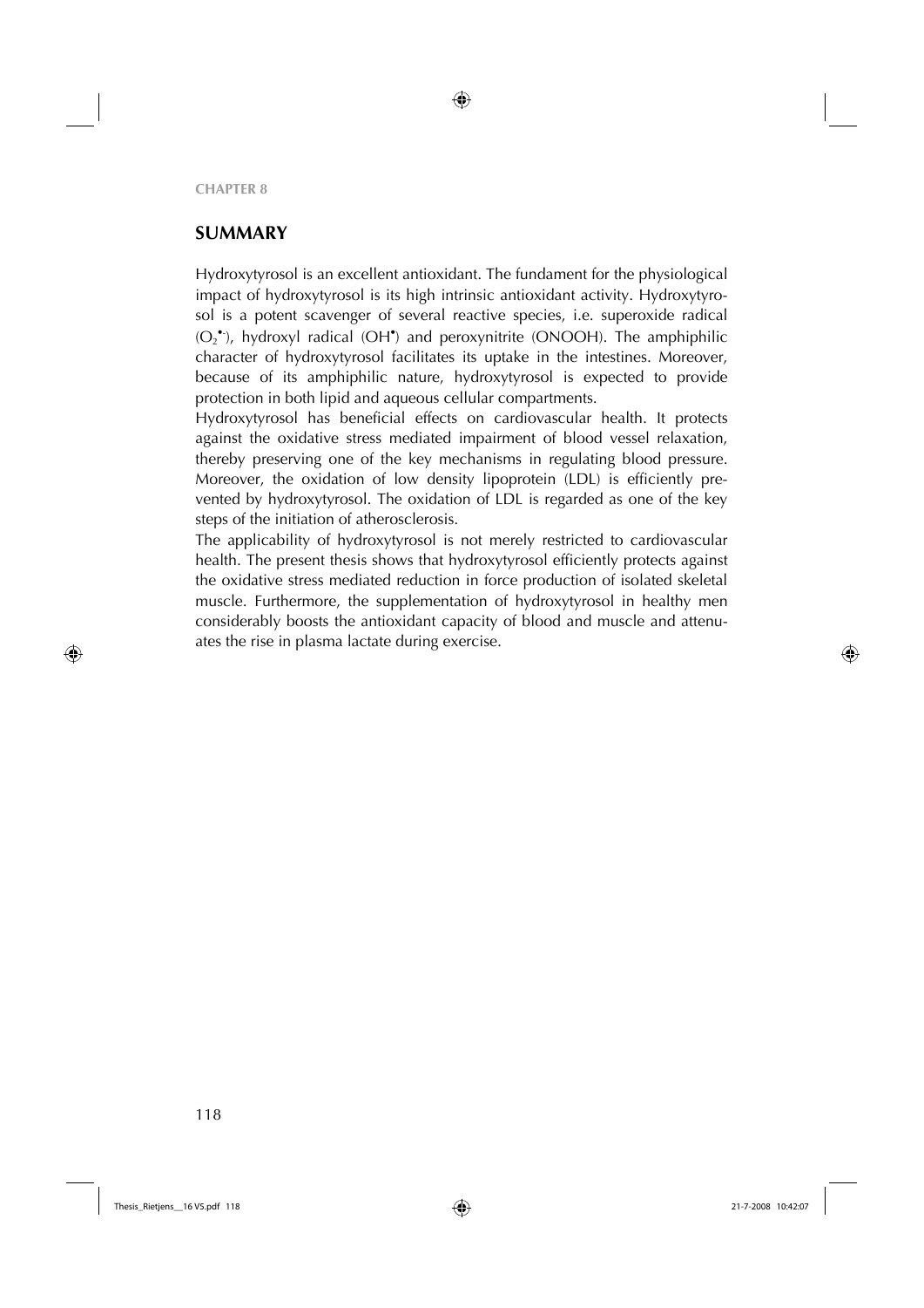## SUMMARY

Hydroxytyrosol is an excellent antioxidant. The fundament for the physiological impact of hydroxytyrosol is its high intrinsic antioxidant activity. Hydroxytyrosol is a potent scavenger of several reactive species, i.e. superoxide radical ($O_2^{\bullet -}$), hydroxyl radical ($OH^{\bullet}$) and peroxynitrite (ONOOH). The amphiphilic character of hydroxytyrosol facilitates its uptake in the intestines. Moreover, because of its amphiphilic nature, hydroxytyrosol is expected to provide protection in both lipid and aqueous cellular compartments.

Hydroxytyrosol has beneficial effects on cardiovascular health. It protects against the oxidative stress mediated impairment of blood vessel relaxation, thereby preserving one of the key mechanisms in regulating blood pressure. Moreover, the oxidation of low density lipoprotein (LDL) is efficiently prevented by hydroxytyrosol. The oxidation of LDL is regarded as one of the key steps of the initiation of atherosclerosis.

The applicability of hydroxytyrosol is not merely restricted to cardiovascular health. The present thesis shows that hydroxytyrosol efficiently protects against the oxidative stress mediated reduction in force production of isolated skeletal muscle. Furthermore, the supplementation of hydroxytyrosol in healthy men considerably boosts the antioxidant capacity of blood and muscle and attenuates the rise in plasma lactate during exercise.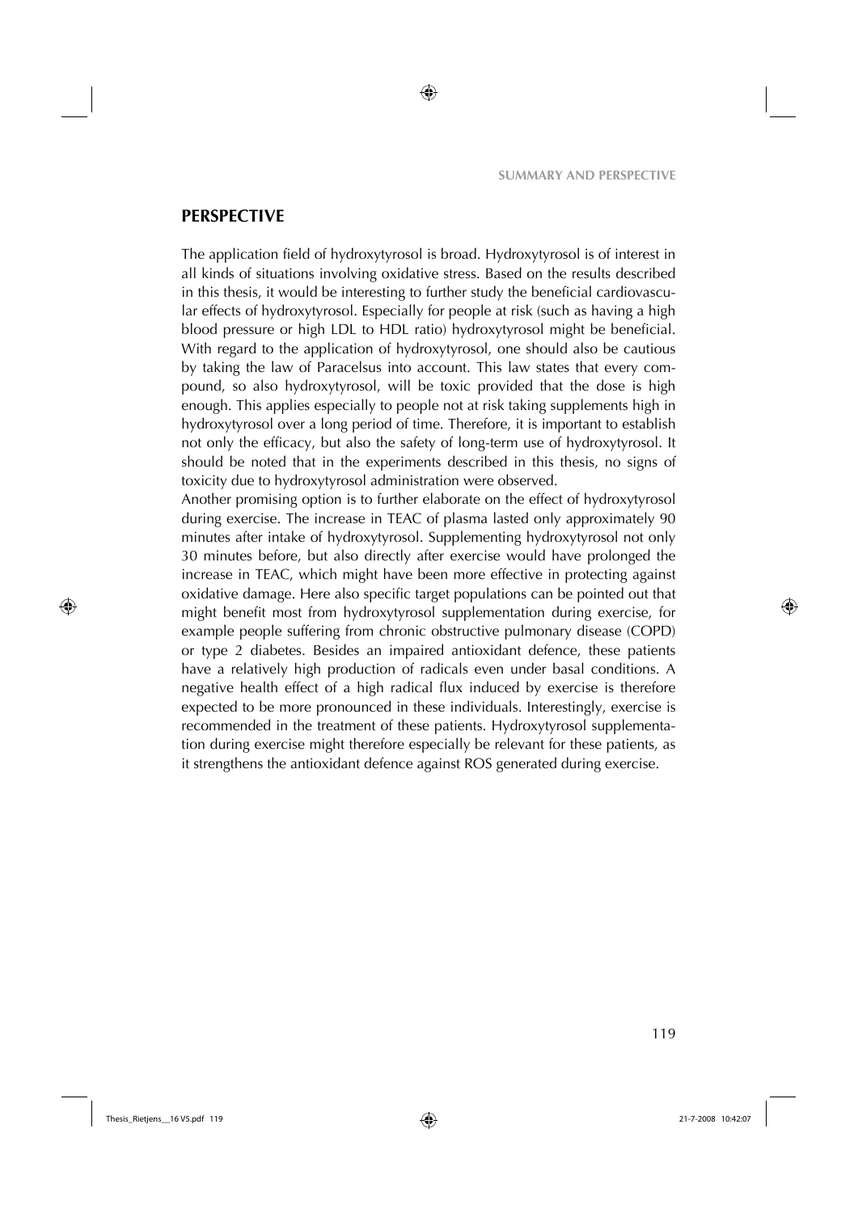## PERSPECTIVE

The application field of hydroxytyrosol is broad. Hydroxytyrosol is of interest in all kinds of situations involving oxidative stress. Based on the results described in this thesis, it would be interesting to further study the beneficial cardiovascular effects of hydroxytyrosol. Especially for people at risk (such as having a high blood pressure or high LDL to HDL ratio) hydroxytyrosol might be beneficial. With regard to the application of hydroxytyrosol, one should also be cautious by taking the law of Paracelsus into account. This law states that every compound, so also hydroxytyrosol, will be toxic provided that the dose is high enough. This applies especially to people not at risk taking supplements high in hydroxytyrosol over a long period of time. Therefore, it is important to establish not only the efficacy, but also the safety of long-term use of hydroxytyrosol. It should be noted that in the experiments described in this thesis, no signs of toxicity due to hydroxytyrosol administration were observed.

Another promising option is to further elaborate on the effect of hydroxytyrosol during exercise. The increase in TEAC of plasma lasted only approximately 90 minutes after intake of hydroxytyrosol. Supplementing hydroxytyrosol not only 30 minutes before, but also directly after exercise would have prolonged the increase in TEAC, which might have been more effective in protecting against oxidative damage. Here also specific target populations can be pointed out that might benefit most from hydroxytyrosol supplementation during exercise, for example people suffering from chronic obstructive pulmonary disease (COPD) or type 2 diabetes. Besides an impaired antioxidant defence, these patients have a relatively high production of radicals even under basal conditions. A negative health effect of a high radical flux induced by exercise is therefore expected to be more pronounced in these individuals. Interestingly, exercise is recommended in the treatment of these patients. Hydroxytyrosol supplementation during exercise might therefore especially be relevant for these patients, as it strengthens the antioxidant defence against ROS generated during exercise.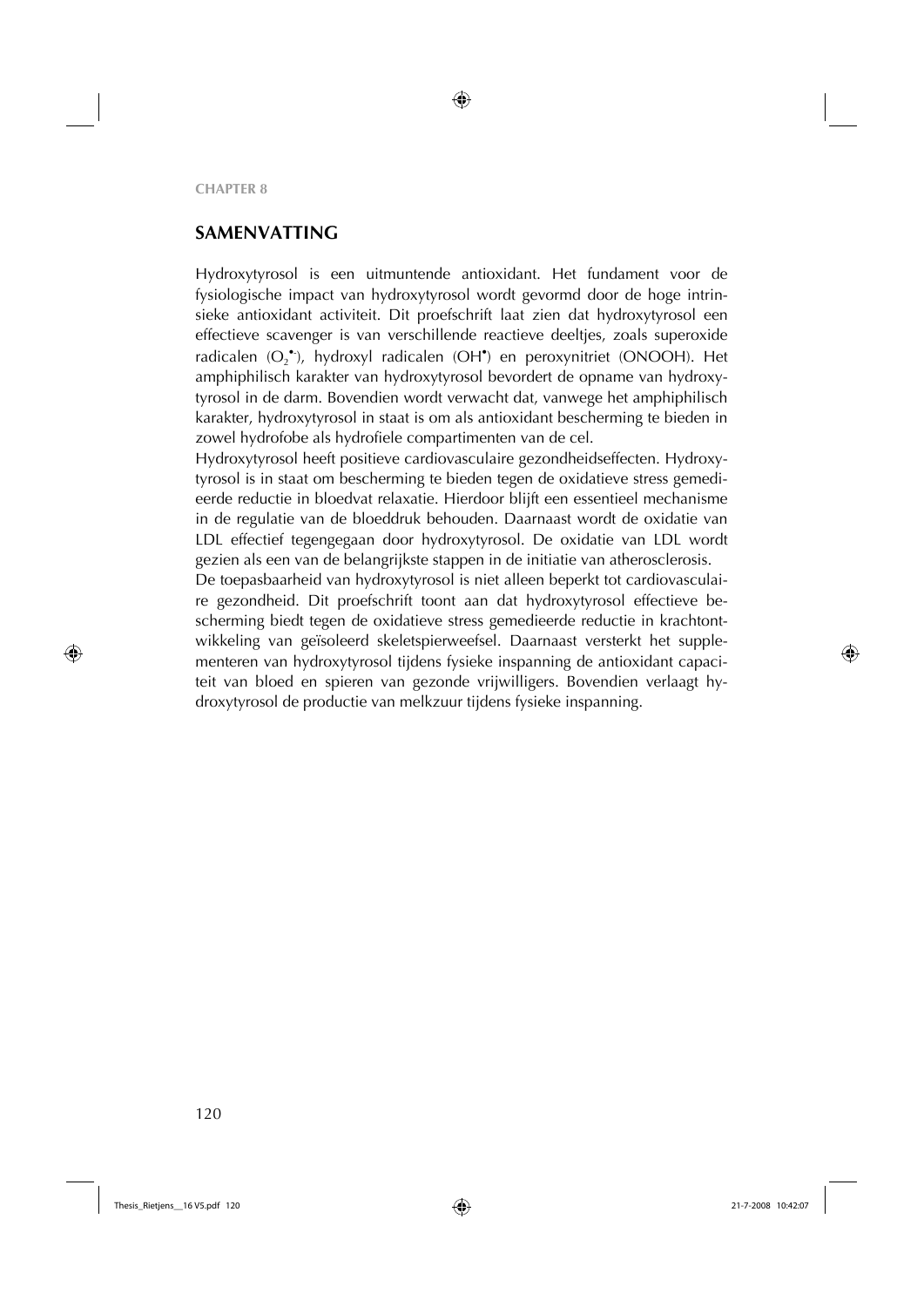## SAMENVATTING

Hydroxytyrosol is een uitmuntende antioxidant. Het fundament voor de fysiologische impact van hydroxytyrosol wordt gevormd door de hoge intrinsieke antioxidant activiteit. Dit proefschrift laat zien dat hydroxytyrosol een effectieve scavenger is van verschillende reactieve deeltjes, zoals superoxide radicalen ($O_2^{\bullet-}$), hydroxyl radicalen ($OH^{\bullet}$) en peroxynitriet (ONOOH). Het amphiphilisch karakter van hydroxytyrosol bevordert de opname van hydroxytyrosol in de darm. Bovendien wordt verwacht dat, vanwege het amphiphilisch karakter, hydroxytyrosol in staat is om als antioxidant bescherming te bieden in zowel hydrofobe als hydrofiele compartimenten van de cel.

Hydroxytyrosol heeft positieve cardiovasculaire gezondheidseffecten. Hydroxytyrosol is in staat om bescherming te bieden tegen de oxidatieve stress gemedieerde reductie in bloedvat relaxatie. Hierdoor blijft een essentieel mechanisme in de regulatie van de bloeddruk behouden. Daarnaast wordt de oxidatie van LDL effectief tegengegaan door hydroxytyrosol. De oxidatie van LDL wordt gezien als een van de belangrijkste stappen in de initiatie van atherosclerosis.

De toepasbaarheid van hydroxytyrosol is niet alleen beperkt tot cardiovasculaire gezondheid. Dit proefschrift toont aan dat hydroxytyrosol effectieve bescherming biedt tegen de oxidatieve stress gemedieerde reductie in krachtontwikkeling van geïsoleerd skeletspierweefsel. Daarnaast versterkt het supplementeren van hydroxytyrosol tijdens fysieke inspanning de antioxidant capaciteit van bloed en spieren van gezonde vrijwilligers. Bovendien verlaagt hydroxytyrosol de productie van melkzuur tijdens fysieke inspanning.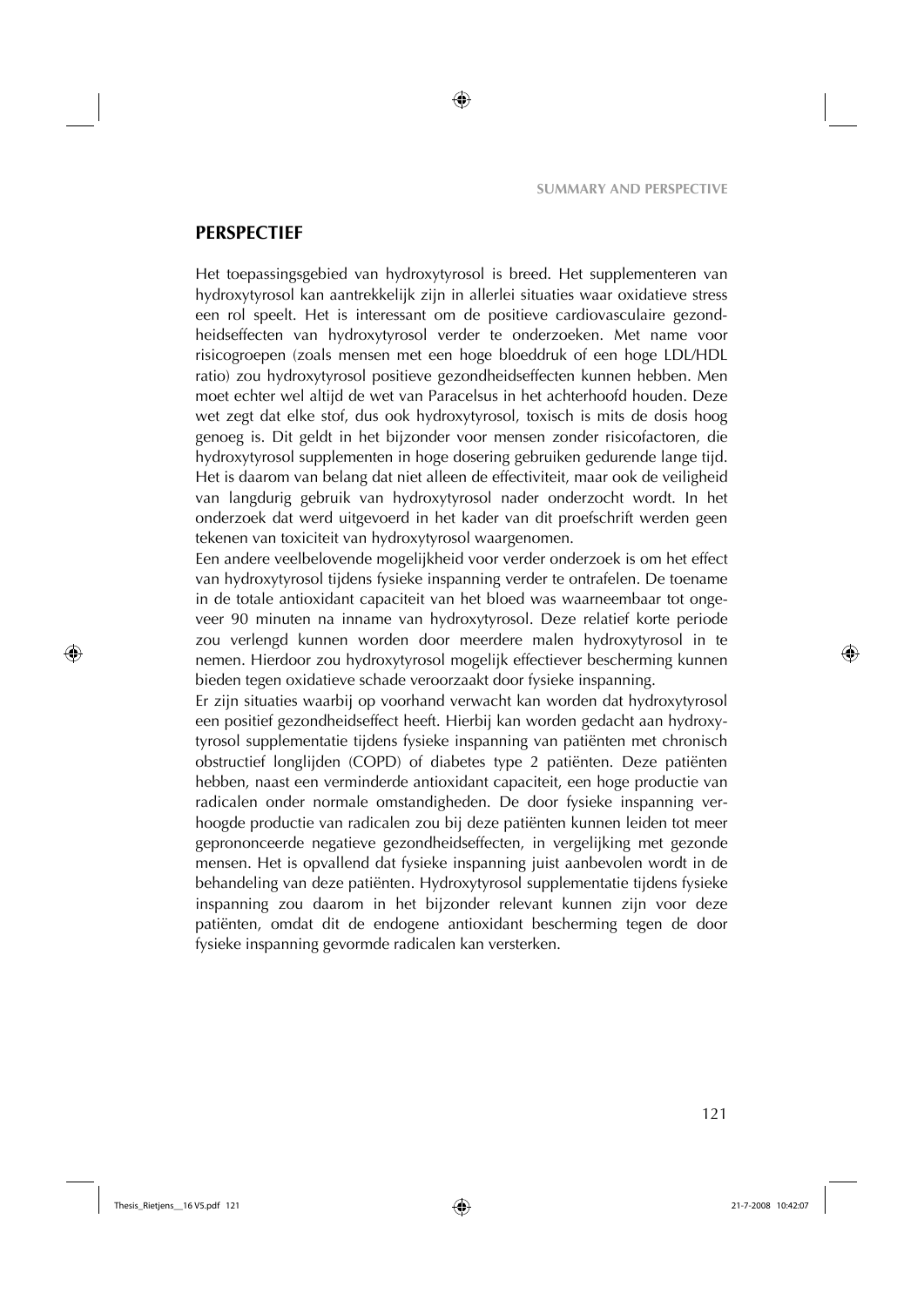## PERSPECTIEF

Het toepassingsgebied van hydroxytyrosol is breed. Het supplementeren van hydroxytyrosol kan aantrekkelijk zijn in allerlei situaties waar oxidatieve stress een rol speelt. Het is interessant om de positieve cardiovasculaire gezondheidseffecten van hydroxytyrosol verder te onderzoeken. Met name voor risicogroepen (zoals mensen met een hoge bloeddruk of een hoge LDL/HDL ratio) zou hydroxytyrosol positieve gezondheidseffecten kunnen hebben. Men moet echter wel altijd de wet van Paracelsus in het achterhoofd houden. Deze wet zegt dat elke stof, dus ook hydroxytyrosol, toxisch is mits de dosis hoog genoeg is. Dit geldt in het bijzonder voor mensen zonder risicofactoren, die hydroxytyrosol supplementen in hoge dosering gebruiken gedurende lange tijd. Het is daarom van belang dat niet alleen de effectiviteit, maar ook de veiligheid van langdurig gebruik van hydroxytyrosol nader onderzocht wordt. In het onderzoek dat werd uitgevoerd in het kader van dit proefschrift werden geen tekenen van toxiciteit van hydroxytyrosol waargenomen.

Een andere veelbelovende mogelijkheid voor verder onderzoek is om het effect van hydroxytyrosol tijdens fysieke inspanning verder te ontrafelen. De toename in de totale antioxidant capaciteit van het bloed was waarneembaar tot ongeveer 90 minuten na inname van hydroxytyrosol. Deze relatief korte periode zou verlengd kunnen worden door meerdere malen hydroxytyrosol in te nemen. Hierdoor zou hydroxytyrosol mogelijk effectiever bescherming kunnen bieden tegen oxidatieve schade veroorzaakt door fysieke inspanning.

Er zijn situaties waarbij op voorhand verwacht kan worden dat hydroxytyrosol een positief gezondheidseffect heeft. Hierbij kan worden gedacht aan hydroxytyrosol supplementatie tijdens fysieke inspanning van patiënten met chronisch obstructief longlijden (COPD) of diabetes type 2 patiënten. Deze patiënten hebben, naast een verminderde antioxidant capaciteit, een hoge productie van radicalen onder normale omstandigheden. De door fysieke inspanning verhoogde productie van radicalen zou bij deze patiënten kunnen leiden tot meer geprononceerde negatieve gezondheidseffecten, in vergelijking met gezonde mensen. Het is opvallend dat fysieke inspanning juist aanbevolen wordt in de behandeling van deze patiënten. Hydroxytyrosol supplementatie tijdens fysieke inspanning zou daarom in het bijzonder relevant kunnen zijn voor deze patiënten, omdat dit de endogene antioxidant bescherming tegen de door fysieke inspanning gevormde radicalen kan versterken.